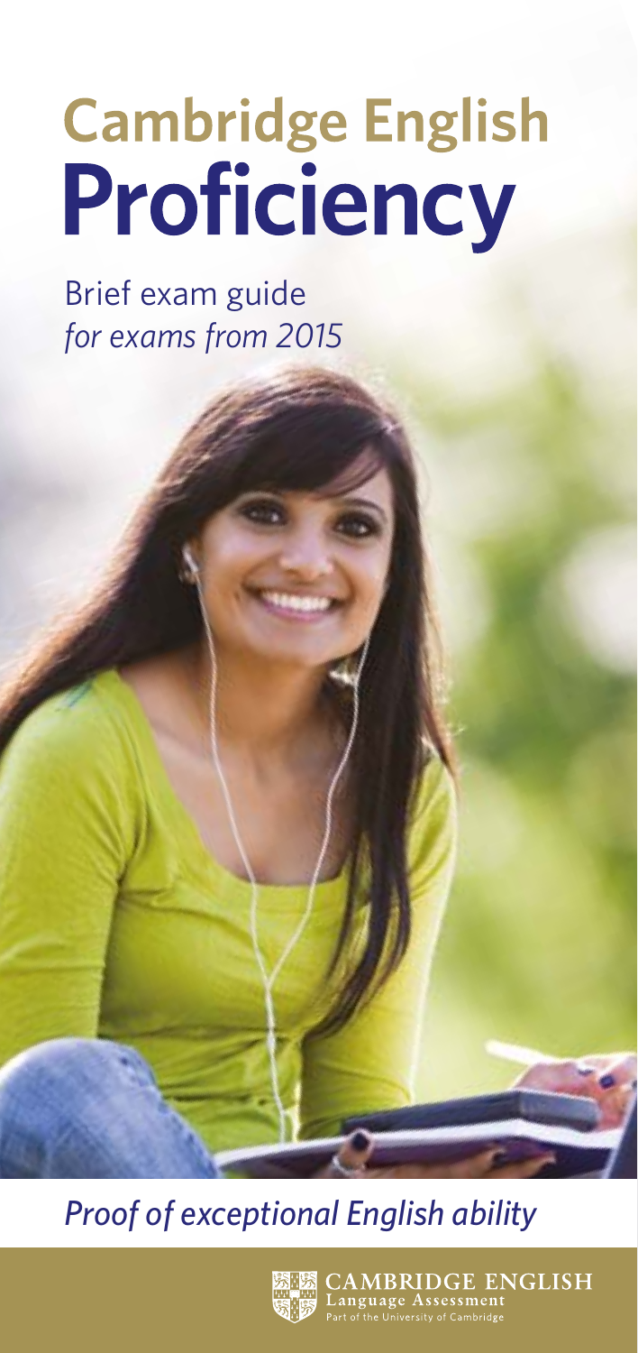# Cambridge English Proficiency

Brief exam guide
*for exams from 2015*

*Proof of exceptional English ability*

CAMBRIDGE ENGLISH
Language Assessment
Part of the University of Cambridge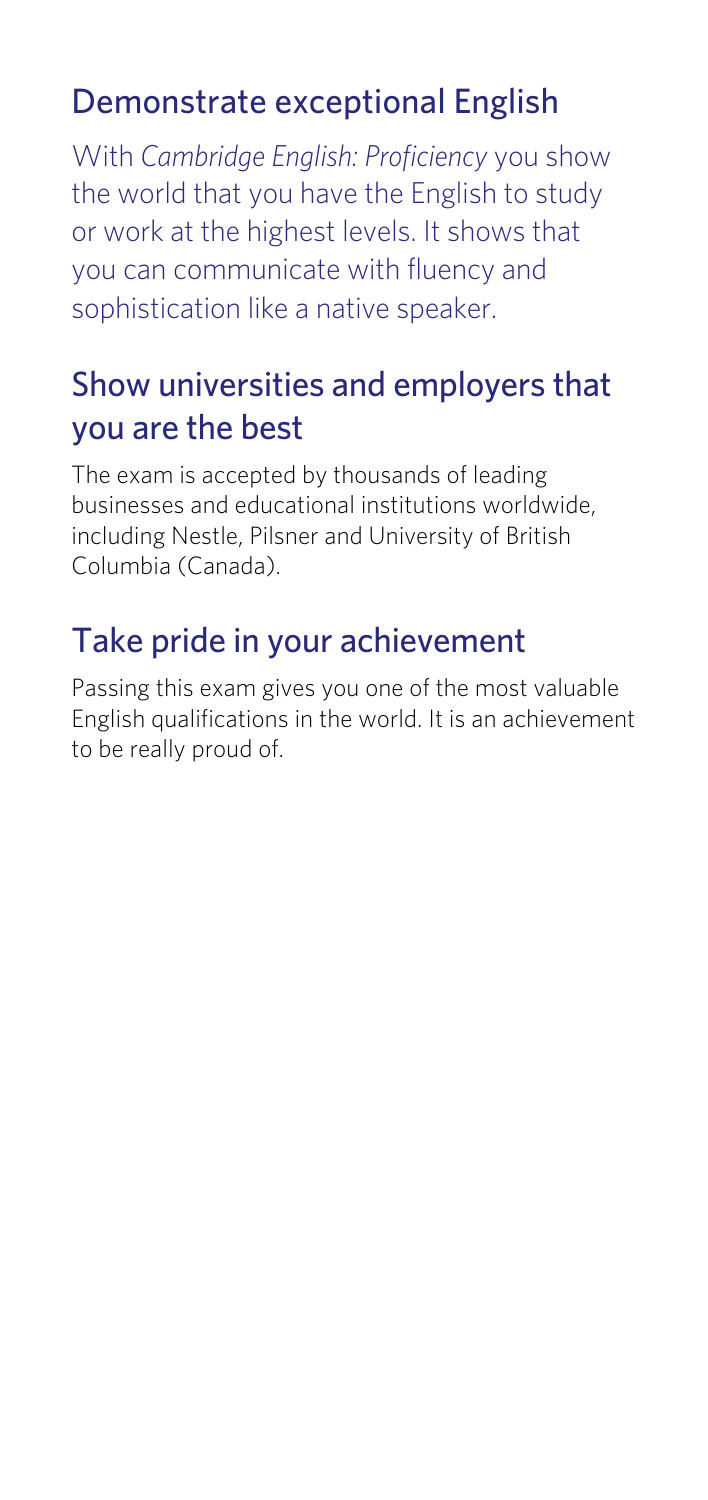## Demonstrate exceptional English

With *Cambridge English: Proficiency* you show the world that you have the English to study or work at the highest levels. It shows that you can communicate with fluency and sophistication like a native speaker.

## Show universities and employers that you are the best

The exam is accepted by thousands of leading businesses and educational institutions worldwide, including Nestle, Pilsner and University of British Columbia (Canada).

## Take pride in your achievement

Passing this exam gives you one of the most valuable English qualifications in the world. It is an achievement to be really proud of.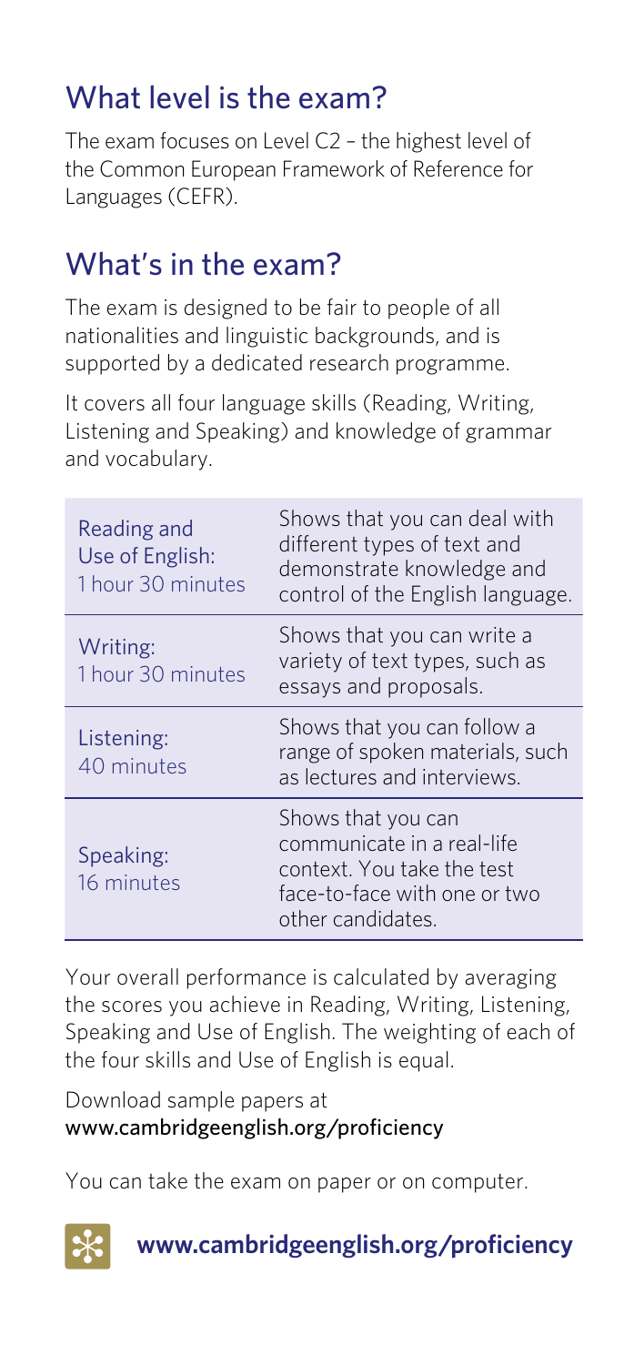## What level is the exam?

The exam focuses on Level C2 – the highest level of the Common European Framework of Reference for Languages (CEFR).

## What's in the exam?

The exam is designed to be fair to people of all nationalities and linguistic backgrounds, and is supported by a dedicated research programme.

It covers all four language skills (Reading, Writing, Listening and Speaking) and knowledge of grammar and vocabulary.

| | |
|---|---|
| Reading and Use of English: 1 hour 30 minutes | Shows that you can deal with different types of text and demonstrate knowledge and control of the English language. |
| Writing: 1 hour 30 minutes | Shows that you can write a variety of text types, such as essays and proposals. |
| Listening: 40 minutes | Shows that you can follow a range of spoken materials, such as lectures and interviews. |
| Speaking: 16 minutes | Shows that you can communicate in a real-life context. You take the test face-to-face with one or two other candidates. |

Your overall performance is calculated by averaging the scores you achieve in Reading, Writing, Listening, Speaking and Use of English. The weighting of each of the four skills and Use of English is equal.

Download sample papers at
www.cambridgeenglish.org/proficiency

You can take the exam on paper or on computer.

**www.cambridgeenglish.org/proficiency**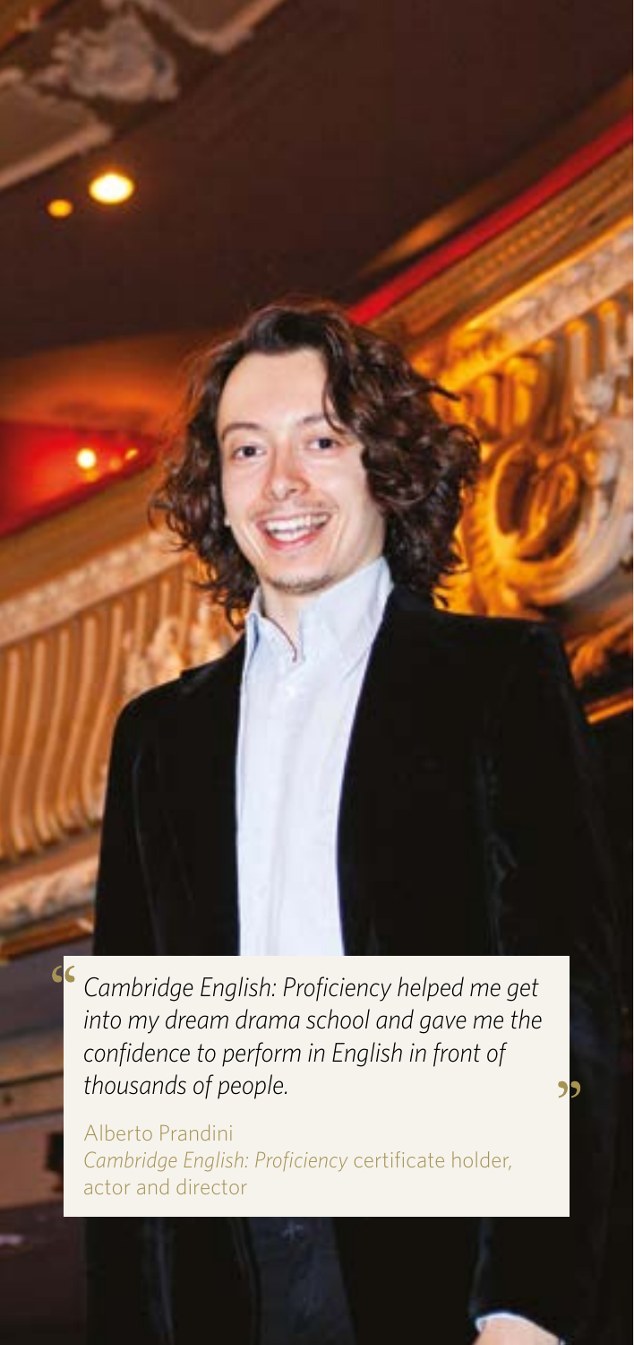> *Cambridge English: Proficiency helped me get into my dream drama school and gave me the confidence to perform in English in front of thousands of people.*

Alberto Prandini
*Cambridge English: Proficiency* certificate holder, actor and director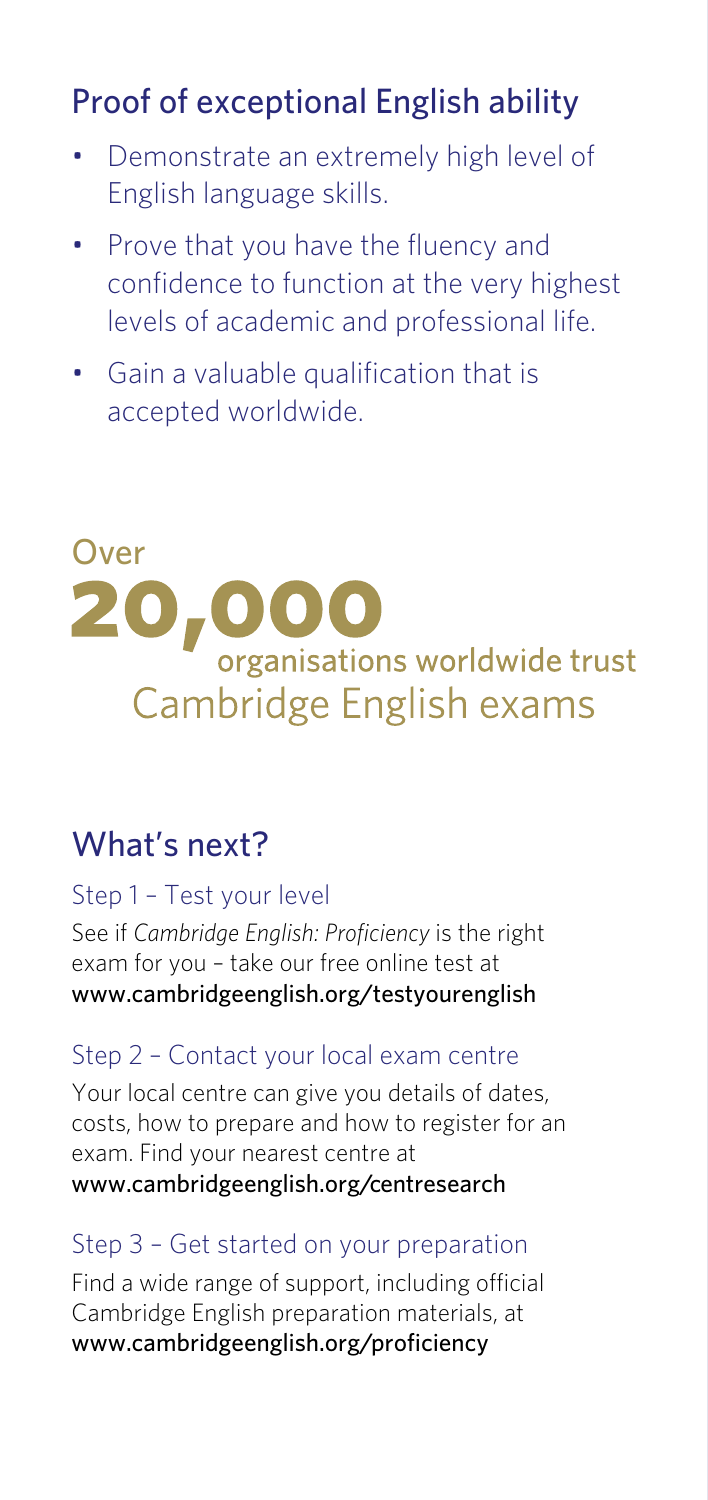## Proof of exceptional English ability

- Demonstrate an extremely high level of English language skills.
- Prove that you have the fluency and confidence to function at the very highest levels of academic and professional life.
- Gain a valuable qualification that is accepted worldwide.

Over **20,000** organisations worldwide trust Cambridge English exams

## What's next?

### Step 1 – Test your level

See if *Cambridge English: Proficiency* is the right exam for you – take our free online test at **www.cambridgeenglish.org/testyourenglish**

### Step 2 – Contact your local exam centre

Your local centre can give you details of dates, costs, how to prepare and how to register for an exam. Find your nearest centre at **www.cambridgeenglish.org/centresearch**

### Step 3 – Get started on your preparation

Find a wide range of support, including official Cambridge English preparation materials, at **www.cambridgeenglish.org/proficiency**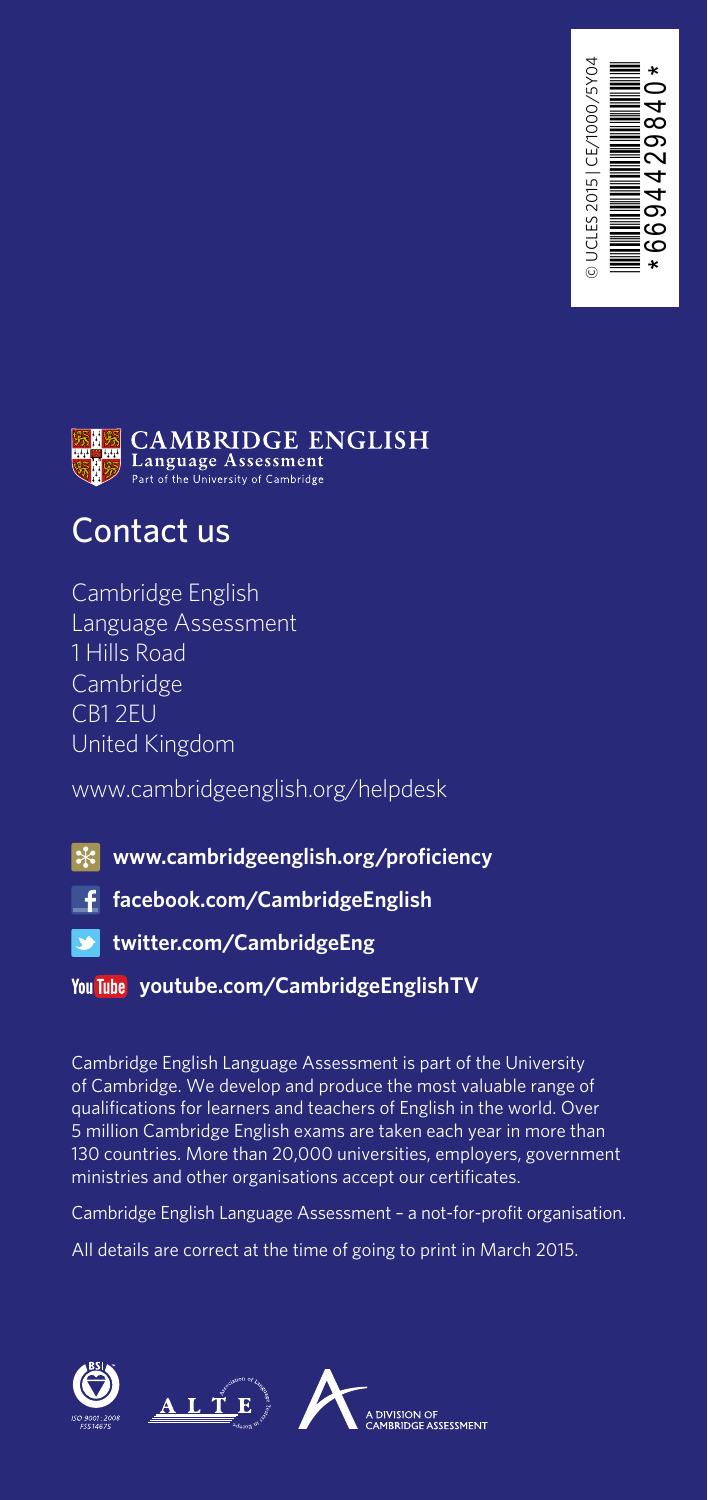© UCLES 2015 | CE/1000/5Y04

*6694429840*

**CAMBRIDGE ENGLISH**
**Language Assessment**
Part of the University of Cambridge

## Contact us

Cambridge English
Language Assessment
1 Hills Road
Cambridge
CB1 2EU
United Kingdom

www.cambridgeenglish.org/helpdesk

**www.cambridgeenglish.org/proficiency**

**facebook.com/CambridgeEnglish**

**twitter.com/CambridgeEng**

**youtube.com/CambridgeEnglishTV**

Cambridge English Language Assessment is part of the University of Cambridge. We develop and produce the most valuable range of qualifications for learners and teachers of English in the world. Over 5 million Cambridge English exams are taken each year in more than 130 countries. More than 20,000 universities, employers, government ministries and other organisations accept our certificates.

Cambridge English Language Assessment – a not-for-profit organisation.

All details are correct at the time of going to print in March 2015.

ISO 9001 : 2008
FS514675

ALTE

A DIVISION OF
CAMBRIDGE ASSESSMENT